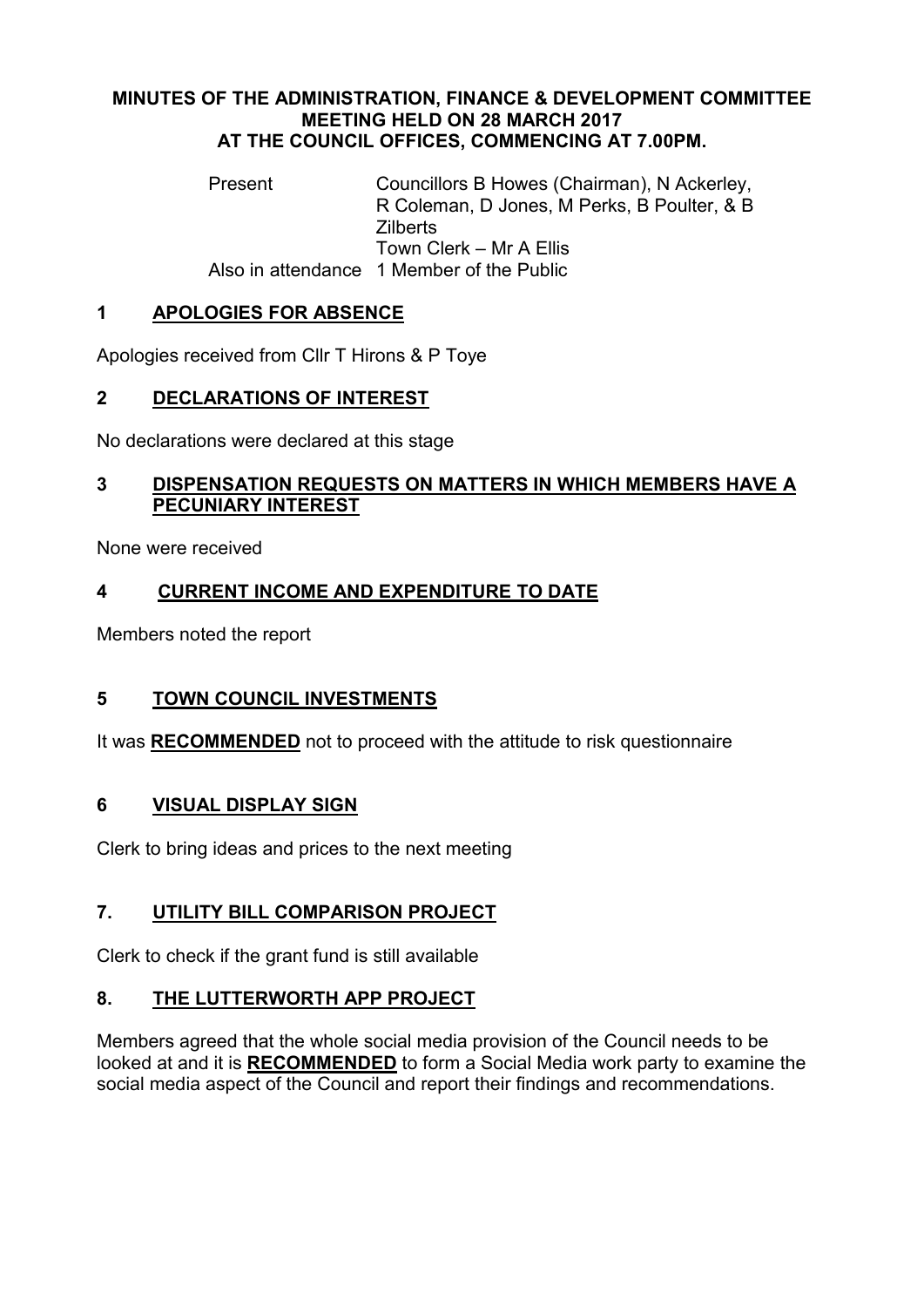# MINUTES OF THE ADMINISTRATION, FINANCE & DEVELOPMENT COMMITTEE MEETING HELD ON 28 MARCH 2017 AT THE COUNCIL OFFICES, COMMENCING AT 7.00PM.

| | |
|---|---|
| Present | Councillors B Howes (Chairman), N Ackerley, R Coleman, D Jones, M Perks, B Poulter, & B Zilberts |
| | Town Clerk – Mr A Ellis |
| Also in attendance | 1 Member of the Public |

## 1 APOLOGIES FOR ABSENCE

Apologies received from Cllr T Hirons & P Toye

## 2 DECLARATIONS OF INTEREST

No declarations were declared at this stage

## 3 DISPENSATION REQUESTS ON MATTERS IN WHICH MEMBERS HAVE A PECUNIARY INTEREST

None were received

## 4 CURRENT INCOME AND EXPENDITURE TO DATE

Members noted the report

## 5 TOWN COUNCIL INVESTMENTS

It was **RECOMMENDED** not to proceed with the attitude to risk questionnaire

## 6 VISUAL DISPLAY SIGN

Clerk to bring ideas and prices to the next meeting

## 7. UTILITY BILL COMPARISON PROJECT

Clerk to check if the grant fund is still available

## 8. THE LUTTERWORTH APP PROJECT

Members agreed that the whole social media provision of the Council needs to be looked at and it is **RECOMMENDED** to form a Social Media work party to examine the social media aspect of the Council and report their findings and recommendations.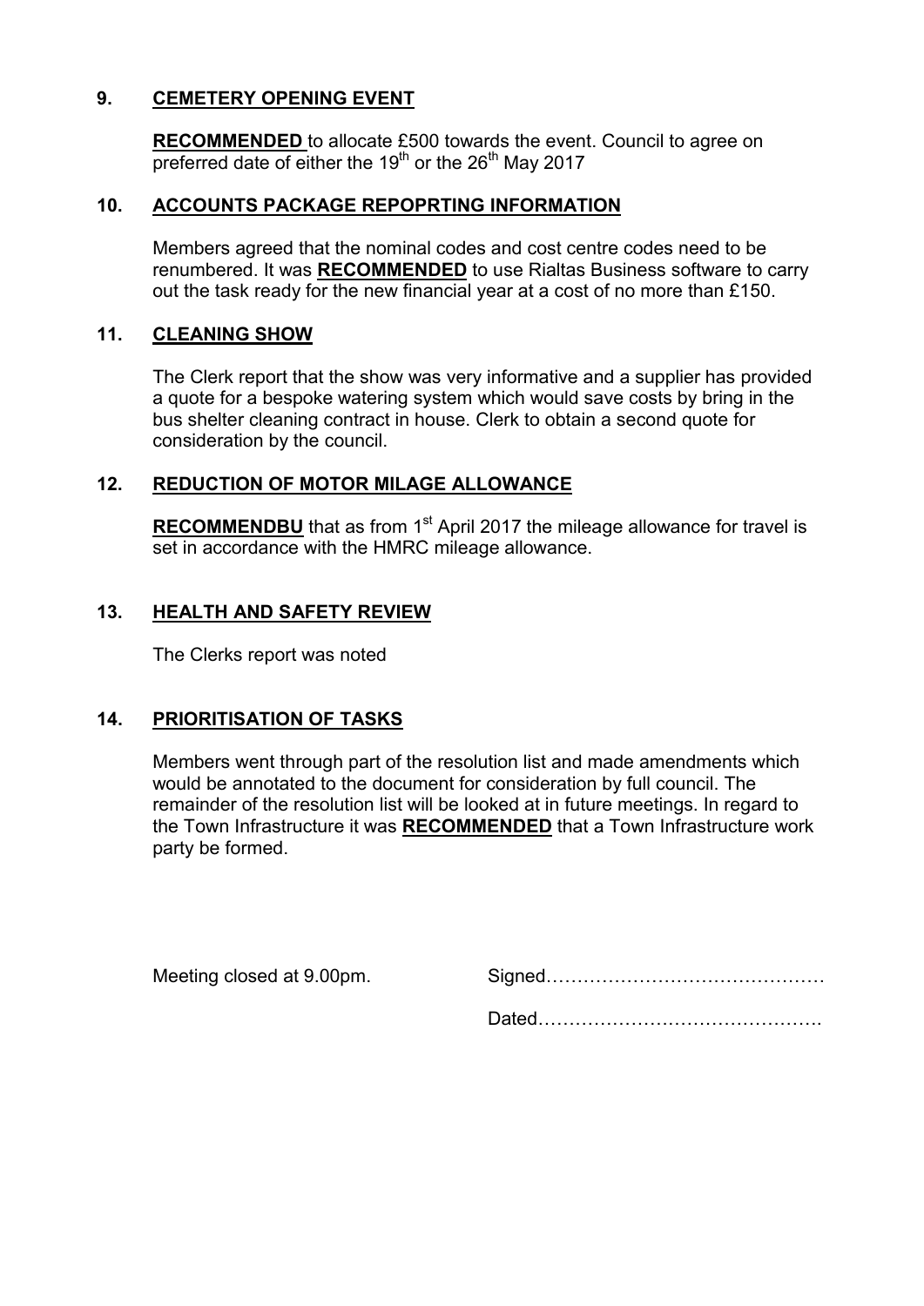## 9. <u>CEMETERY OPENING EVENT</u>

**<u>RECOMMENDED</u>** to allocate £500 towards the event. Council to agree on preferred date of either the 19th or the 26th May 2017

## 10. <u>ACCOUNTS PACKAGE REPOPRTING INFORMATION</u>

Members agreed that the nominal codes and cost centre codes need to be renumbered. It was **<u>RECOMMENDED</u>** to use Rialtas Business software to carry out the task ready for the new financial year at a cost of no more than £150.

## 11. <u>CLEANING SHOW</u>

The Clerk report that the show was very informative and a supplier has provided a quote for a bespoke watering system which would save costs by bring in the bus shelter cleaning contract in house. Clerk to obtain a second quote for consideration by the council.

## 12. <u>REDUCTION OF MOTOR MILAGE ALLOWANCE</u>

**<u>RECOMMENDBU</u>** that as from 1st April 2017 the mileage allowance for travel is set in accordance with the HMRC mileage allowance.

## 13. <u>HEALTH AND SAFETY REVIEW</u>

The Clerks report was noted

## 14. <u>PRIORITISATION OF TASKS</u>

Members went through part of the resolution list and made amendments which would be annotated to the document for consideration by full council. The remainder of the resolution list will be looked at in future meetings. In regard to the Town Infrastructure it was **<u>RECOMMENDED</u>** that a Town Infrastructure work party be formed.

Meeting closed at 9.00pm.

Signed………………………………………

Dated……………………………………….